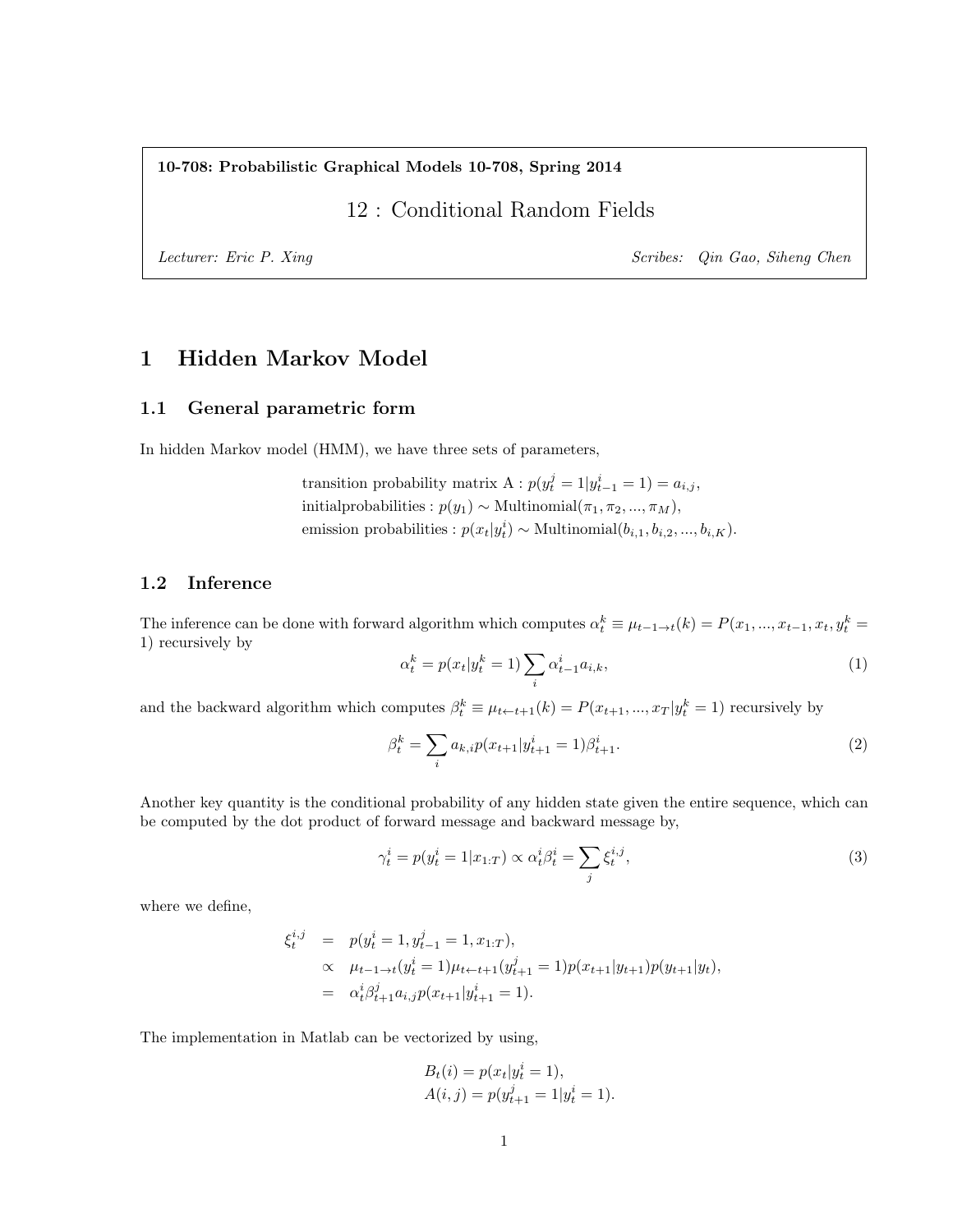**10-708: Probabilistic Graphical Models 10-708, Spring 2014**

# 12 : Conditional Random Fields

*Lecturer: Eric P. Xing* *Scribes: Qin Gao, Siheng Chen*

## 1 Hidden Markov Model

### 1.1 General parametric form

In hidden Markov model (HMM), we have three sets of parameters,

$$
\begin{aligned}
&\text{transition probability matrix A} : p(y_t^j = 1 | y_{t-1}^i = 1) = a_{i,j}, \\
&\text{initialprobabilities} : p(y_1) \sim \text{Multinomial}(\pi_1, \pi_2, ..., \pi_M), \\
&\text{emission probabilities} : p(x_t | y_t^i) \sim \text{Multinomial}(b_{i,1}, b_{i,2}, ..., b_{i,K}).
\end{aligned}
$$

### 1.2 Inference

The inference can be done with forward algorithm which computes $\alpha_t^k \equiv \mu_{t-1 \to t}(k) = P(x_1, ..., x_{t-1}, x_t, y_t^k = 1)$ recursively by

$$
\alpha_t^k = p(x_t | y_t^k = 1) \sum_i \alpha_{t-1}^i a_{i,k}, \tag{1}
$$

and the backward algorithm which computes $\beta_t^k \equiv \mu_{t \leftarrow t+1}(k) = P(x_{t+1}, ..., x_T | y_t^k = 1)$ recursively by

$$
\beta_t^k = \sum_i a_{k,i} p(x_{t+1} | y_{t+1}^i = 1) \beta_{t+1}^i. \tag{2}
$$

Another key quantity is the conditional probability of any hidden state given the entire sequence, which can be computed by the dot product of forward message and backward message by,

$$
\gamma_t^i = p(y_t^i = 1 | x_{1:T}) \propto \alpha_t^i \beta_t^i = \sum_j \xi_t^{i,j}, \tag{3}
$$

where we define,

$$
\begin{aligned}
\xi_t^{i,j} &= p(y_t^i = 1, y_{t-1}^j = 1, x_{1:T}), \\
&\propto \mu_{t-1 \to t}(y_t^i = 1) \mu_{t \leftarrow t+1}(y_{t+1}^j = 1) p(x_{t+1} | y_{t+1}) p(y_{t+1} | y_t), \\
&= \alpha_t^i \beta_{t+1}^j a_{i,j} p(x_{t+1} | y_{t+1}^i = 1).
\end{aligned}
$$

The implementation in Matlab can be vectorized by using,

$$
\begin{aligned}
&B_t(i) = p(x_t | y_t^i = 1), \\
&A(i,j) = p(y_{t+1}^j = 1 | y_t^i = 1).
\end{aligned}
$$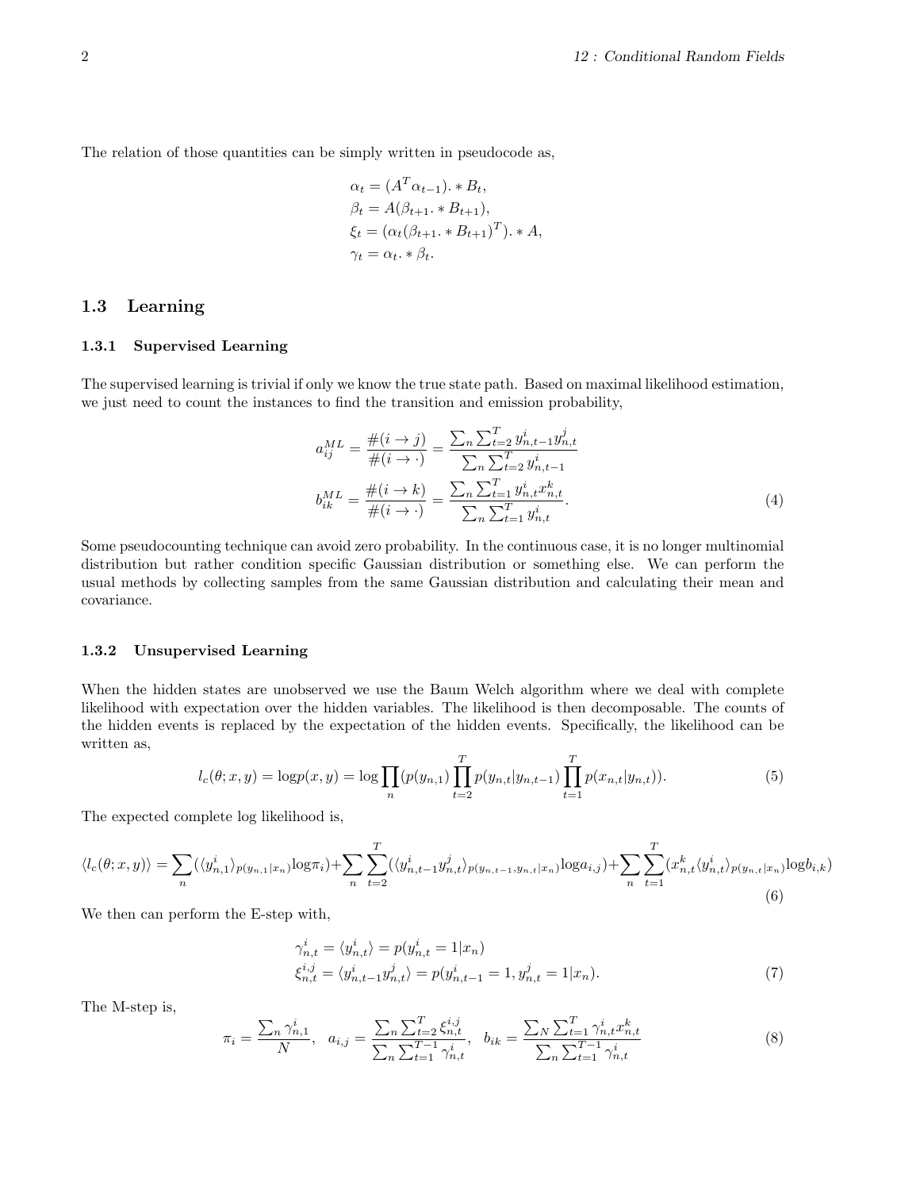The relation of those quantities can be simply written in pseudocode as,

$$
\begin{aligned}
\alpha_t &= (A^T \alpha_{t-1}) .* B_t, \\
\beta_t &= A(\beta_{t+1} .* B_{t+1}), \\
\xi_t &= (\alpha_t (\beta_{t+1} .* B_{t+1})^T) .* A, \\
\gamma_t &= \alpha_t .* \beta_t.
\end{aligned}
$$

## 1.3 Learning

### 1.3.1 Supervised Learning

The supervised learning is trivial if only we know the true state path. Based on maximal likelihood estimation, we just need to count the instances to find the transition and emission probability,

$$
\begin{aligned}
a_{ij}^{ML} &= \frac{\#(i \to j)}{\#(i \to \cdot)} = \frac{\sum_n \sum_{t=2}^T y_{n,t-1}^i y_{n,t}^j}{\sum_n \sum_{t=2}^T y_{n,t-1}^i} \\
b_{ik}^{ML} &= \frac{\#(i \to k)}{\#(i \to \cdot)} = \frac{\sum_n \sum_{t=1}^T y_{n,t}^i x_{n,t}^k}{\sum_n \sum_{t=1}^T y_{n,t}^i}.
\end{aligned} \tag{4}
$$

Some pseudocounting technique can avoid zero probability. In the continuous case, it is no longer multinomial distribution but rather condition specific Gaussian distribution or something else. We can perform the usual methods by collecting samples from the same Gaussian distribution and calculating their mean and covariance.

### 1.3.2 Unsupervised Learning

When the hidden states are unobserved we use the Baum Welch algorithm where we deal with complete likelihood with expectation over the hidden variables. The likelihood is then decomposable. The counts of the hidden events is replaced by the expectation of the hidden events. Specifically, the likelihood can be written as,

$$
l_c(\theta; x, y) = \log p(x, y) = \log \prod_n (p(y_{n,1}) \prod_{t=2}^T p(y_{n,t}|y_{n,t-1}) \prod_{t=1}^T p(x_{n,t}|y_{n,t})). \tag{5}
$$

The expected complete log likelihood is,

$$
\langle l_c(\theta; x, y) \rangle = \sum_n (\langle y_{n,1}^i \rangle_{p(y_{n,1}|x_n)} \log \pi_i) + \sum_n \sum_{t=2}^T (\langle y_{n,t-1}^i y_{n,t}^j \rangle_{p(y_{n,t-1}, y_{n,t}|x_n)} \log a_{i,j}) + \sum_n \sum_{t=1}^T (x_{n,t}^k \langle y_{n,t}^i \rangle_{p(y_{n,t}|x_n)} \log b_{i,k}) \tag{6}
$$

We then can perform the E-step with,

$$
\begin{aligned}
\gamma_{n,t}^i &= \langle y_{n,t}^i \rangle = p(y_{n,t}^i = 1|x_n) \\
\xi_{n,t}^{i,j} &= \langle y_{n,t-1}^i y_{n,t}^j \rangle = p(y_{n,t-1}^i = 1, y_{n,t}^j = 1|x_n).
\end{aligned} \tag{7}
$$

The M-step is,

$$
\pi_i = \frac{\sum_n \gamma_{n,1}^i}{N}, \quad a_{i,j} = \frac{\sum_n \sum_{t=2}^T \xi_{n,t}^{i,j}}{\sum_n \sum_{t=1}^{T-1} \gamma_{n,t}^i}, \quad b_{ik} = \frac{\sum_N \sum_{t=1}^T \gamma_{n,t}^i x_{n,t}^k}{\sum_n \sum_{t=1}^{T-1} \gamma_{n,t}^i} \tag{8}
$$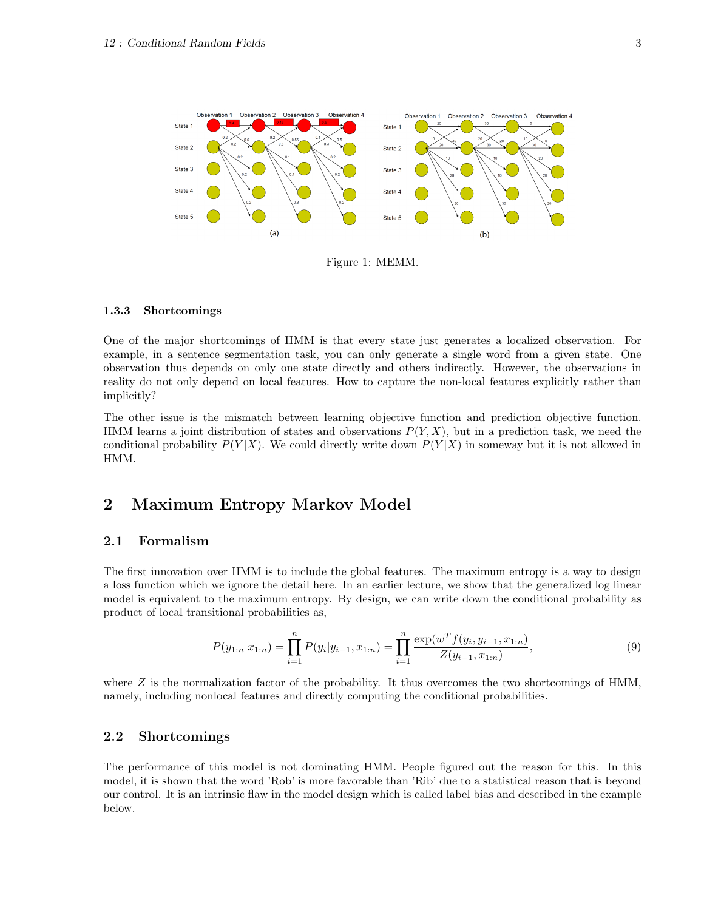Figure 1: MEMM.

### 1.3.3 Shortcomings

One of the major shortcomings of HMM is that every state just generates a localized observation. For example, in a sentence segmentation task, you can only generate a single word from a given state. One observation thus depends on only one state directly and others indirectly. However, the observations in reality do not only depend on local features. How to capture the non-local features explicitly rather than implicitly?

The other issue is the mismatch between learning objective function and prediction objective function. HMM learns a joint distribution of states and observations $P(Y, X)$, but in a prediction task, we need the conditional probability $P(Y|X)$. We could directly write down $P(Y|X)$ in someway but it is not allowed in HMM.

# 2 Maximum Entropy Markov Model

## 2.1 Formalism

The first innovation over HMM is to include the global features. The maximum entropy is a way to design a loss function which we ignore the detail here. In an earlier lecture, we show that the generalized log linear model is equivalent to the maximum entropy. By design, we can write down the conditional probability as product of local transitional probabilities as,

$$P(y_{1:n}|x_{1:n}) = \prod_{i=1}^{n} P(y_i|y_{i-1}, x_{1:n}) = \prod_{i=1}^{n} \frac{\exp(w^T f(y_i, y_{i-1}, x_{1:n})}{Z(y_{i-1}, x_{1:n})}, \tag{9}$$

where $Z$ is the normalization factor of the probability. It thus overcomes the two shortcomings of HMM, namely, including nonlocal features and directly computing the conditional probabilities.

## 2.2 Shortcomings

The performance of this model is not dominating HMM. People figured out the reason for this. In this model, it is shown that the word 'Rob' is more favorable than 'Rib' due to a statistical reason that is beyond our control. It is an intrinsic flaw in the model design which is called label bias and described in the example below.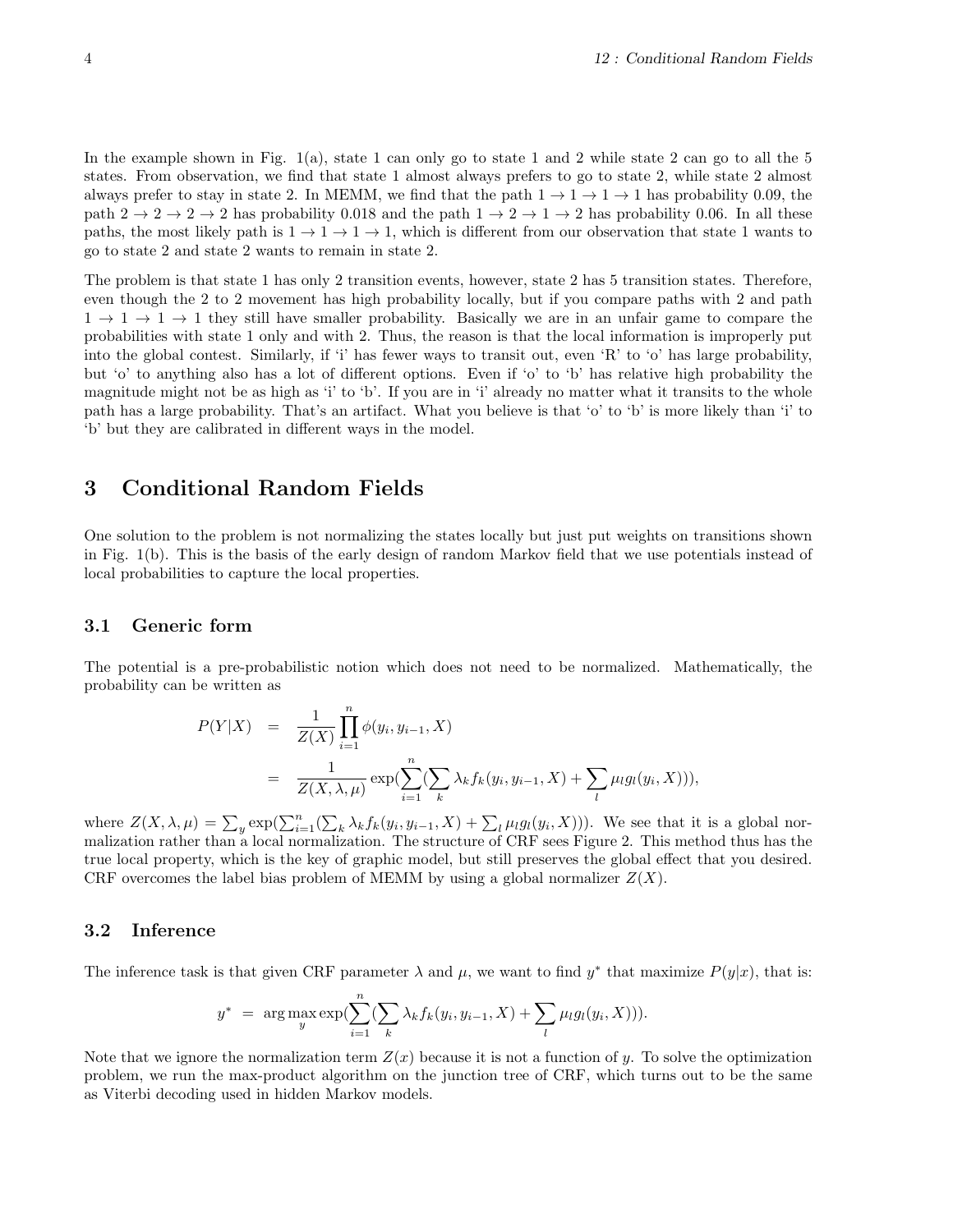In the example shown in Fig. 1(a), state 1 can only go to state 1 and 2 while state 2 can go to all the 5 states. From observation, we find that state 1 almost always prefers to go to state 2, while state 2 almost always prefer to stay in state 2. In MEMM, we find that the path $1 \to 1 \to 1 \to 1$ has probability 0.09, the path $2 \to 2 \to 2 \to 2$ has probability 0.018 and the path $1 \to 2 \to 1 \to 2$ has probability 0.06. In all these paths, the most likely path is $1 \to 1 \to 1 \to 1$, which is different from our observation that state 1 wants to go to state 2 and state 2 wants to remain in state 2.

The problem is that state 1 has only 2 transition events, however, state 2 has 5 transition states. Therefore, even though the 2 to 2 movement has high probability locally, but if you compare paths with 2 and path $1 \to 1 \to 1 \to 1$ they still have smaller probability. Basically we are in an unfair game to compare the probabilities with state 1 only and with 2. Thus, the reason is that the local information is improperly put into the global contest. Similarly, if 'i' has fewer ways to transit out, even 'R' to 'o' has large probability, but 'o' to anything also has a lot of different options. Even if 'o' to 'b' has relative high probability the magnitude might not be as high as 'i' to 'b'. If you are in 'i' already no matter what it transits to the whole path has a large probability. That's an artifact. What you believe is that 'o' to 'b' is more likely than 'i' to 'b' but they are calibrated in different ways in the model.

## 3 Conditional Random Fields

One solution to the problem is not normalizing the states locally but just put weights on transitions shown in Fig. 1(b). This is the basis of the early design of random Markov field that we use potentials instead of local probabilities to capture the local properties.

### 3.1 Generic form

The potential is a pre-probabilistic notion which does not need to be normalized. Mathematically, the probability can be written as

$$
\begin{aligned}
P(Y|X) &= \frac{1}{Z(X)} \prod_{i=1}^{n} \phi(y_i, y_{i-1}, X) \\
&= \frac{1}{Z(X, \lambda, \mu)} \exp\Big(\sum_{i=1}^{n}\Big(\sum_k \lambda_k f_k(y_i, y_{i-1}, X) + \sum_l \mu_l g_l(y_i, X)\Big)\Big),
\end{aligned}
$$

where $Z(X, \lambda, \mu) = \sum_y \exp(\sum_{i=1}^{n}(\sum_k \lambda_k f_k(y_i, y_{i-1}, X) + \sum_l \mu_l g_l(y_i, X)))$. We see that it is a global normalization rather than a local normalization. The structure of CRF sees Figure 2. This method thus has the true local property, which is the key of graphic model, but still preserves the global effect that you desired. CRF overcomes the label bias problem of MEMM by using a global normalizer $Z(X)$.

### 3.2 Inference

The inference task is that given CRF parameter $\lambda$ and $\mu$, we want to find $y^*$ that maximize $P(y|x)$, that is:

$$
y^* = \arg\max_y \exp\Big(\sum_{i=1}^{n}\Big(\sum_k \lambda_k f_k(y_i, y_{i-1}, X) + \sum_l \mu_l g_l(y_i, X)\Big)\Big).
$$

Note that we ignore the normalization term $Z(x)$ because it is not a function of $y$. To solve the optimization problem, we run the max-product algorithm on the junction tree of CRF, which turns out to be the same as Viterbi decoding used in hidden Markov models.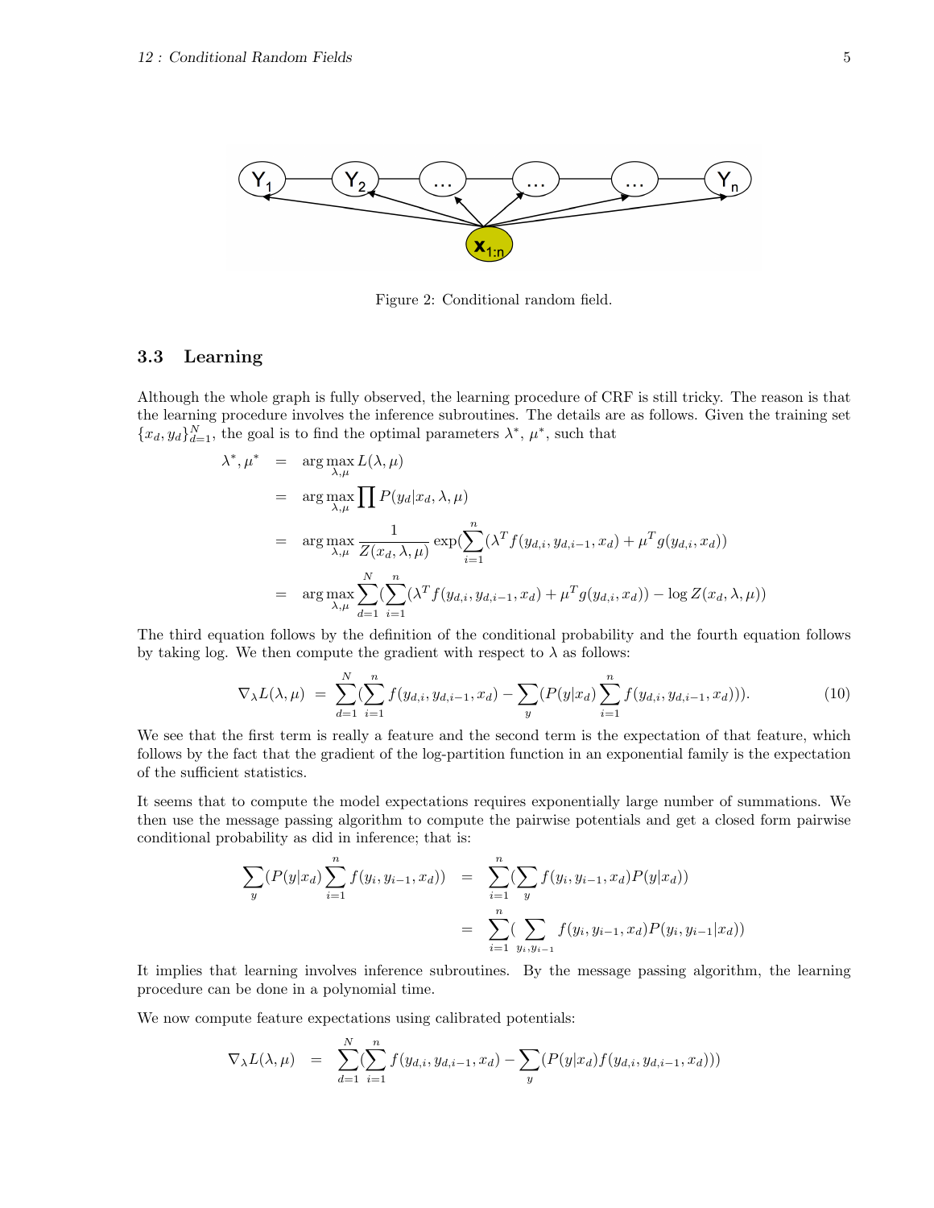Figure 2: Conditional random field.

### 3.3 Learning

Although the whole graph is fully observed, the learning procedure of CRF is still tricky. The reason is that the learning procedure involves the inference subroutines. The details are as follows. Given the training set $\{x_d, y_d\}_{d=1}^N$, the goal is to find the optimal parameters $\lambda^*$, $\mu^*$, such that

$$
\begin{aligned}
\lambda^*, \mu^* &= \arg\max_{\lambda,\mu} L(\lambda, \mu) \\
&= \arg\max_{\lambda,\mu} \prod P(y_d | x_d, \lambda, \mu) \\
&= \arg\max_{\lambda,\mu} \frac{1}{Z(x_d, \lambda, \mu)} \exp(\sum_{i=1}^{n} (\lambda^T f(y_{d,i}, y_{d,i-1}, x_d) + \mu^T g(y_{d,i}, x_d)) \\
&= \arg\max_{\lambda,\mu} \sum_{d=1}^{N} (\sum_{i=1}^{n} (\lambda^T f(y_{d,i}, y_{d,i-1}, x_d) + \mu^T g(y_{d,i}, x_d)) - \log Z(x_d, \lambda, \mu))
\end{aligned}
$$

The third equation follows by the definition of the conditional probability and the fourth equation follows by taking log. We then compute the gradient with respect to $\lambda$ as follows:

$$
\nabla_\lambda L(\lambda, \mu) = \sum_{d=1}^{N} (\sum_{i=1}^{n} f(y_{d,i}, y_{d,i-1}, x_d) - \sum_{y} (P(y|x_d) \sum_{i=1}^{n} f(y_{d,i}, y_{d,i-1}, x_d))). \tag{10}
$$

We see that the first term is really a feature and the second term is the expectation of that feature, which follows by the fact that the gradient of the log-partition function in an exponential family is the expectation of the sufficient statistics.

It seems that to compute the model expectations requires exponentially large number of summations. We then use the message passing algorithm to compute the pairwise potentials and get a closed form pairwise conditional probability as did in inference; that is:

$$
\begin{aligned}
\sum_{y} (P(y|x_d) \sum_{i=1}^{n} f(y_i, y_{i-1}, x_d)) &= \sum_{i=1}^{n} (\sum_{y} f(y_i, y_{i-1}, x_d) P(y|x_d)) \\
&= \sum_{i=1}^{n} (\sum_{y_i, y_{i-1}} f(y_i, y_{i-1}, x_d) P(y_i, y_{i-1}|x_d))
\end{aligned}
$$

It implies that learning involves inference subroutines. By the message passing algorithm, the learning procedure can be done in a polynomial time.

We now compute feature expectations using calibrated potentials:

$$
\nabla_\lambda L(\lambda, \mu) = \sum_{d=1}^{N} (\sum_{i=1}^{n} f(y_{d,i}, y_{d,i-1}, x_d) - \sum_{y} (P(y|x_d) f(y_{d,i}, y_{d,i-1}, x_d)))
$$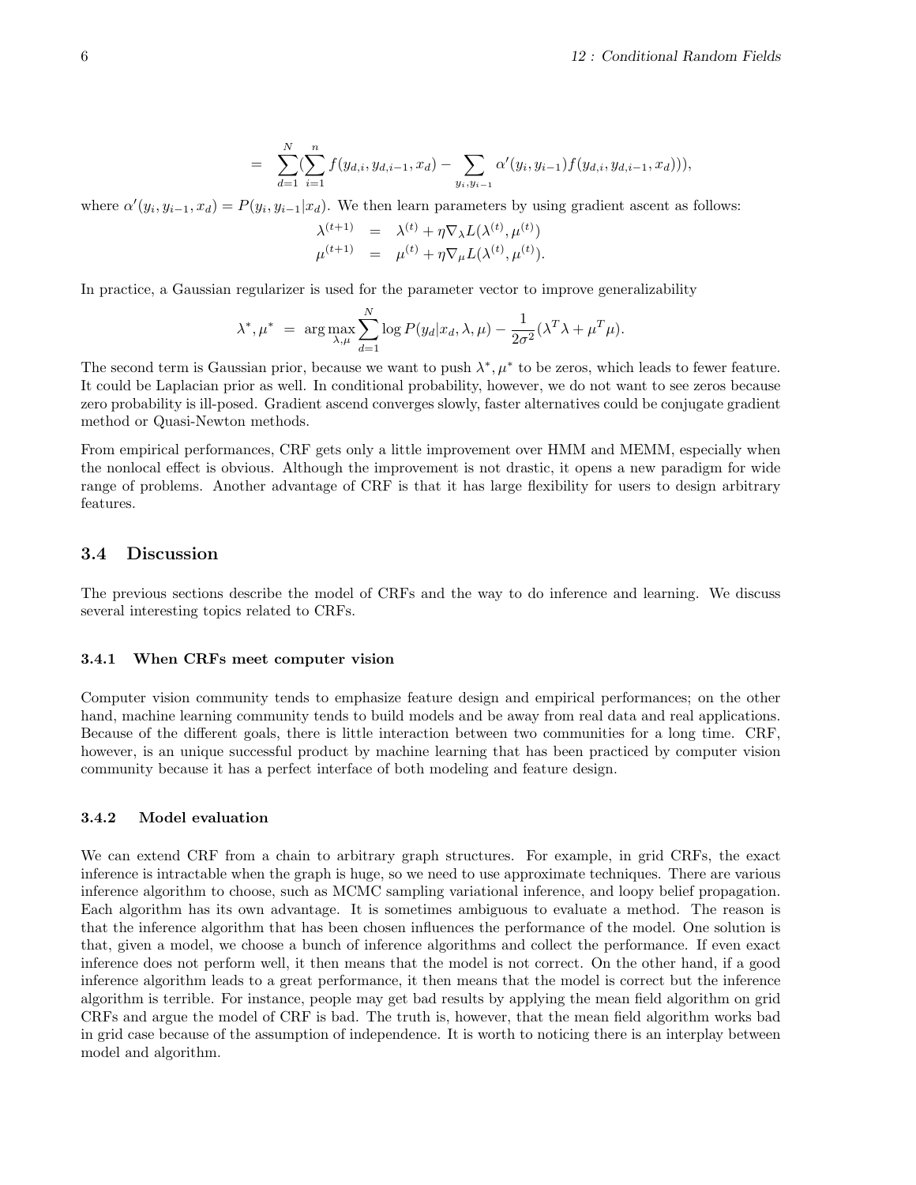$$= \sum_{d=1}^{N}(\sum_{i=1}^{n} f(y_{d,i}, y_{d,i-1}, x_d) - \sum_{y_i, y_{i-1}} \alpha'(y_i, y_{i-1}) f(y_{d,i}, y_{d,i-1}, x_d))),$$

where $\alpha'(y_i, y_{i-1}, x_d) = P(y_i, y_{i-1}|x_d)$. We then learn parameters by using gradient ascent as follows:

$$\begin{aligned}
\lambda^{(t+1)} &= \lambda^{(t)} + \eta \nabla_\lambda L(\lambda^{(t)}, \mu^{(t)}) \\
\mu^{(t+1)} &= \mu^{(t)} + \eta \nabla_\mu L(\lambda^{(t)}, \mu^{(t)}).
\end{aligned}$$

In practice, a Gaussian regularizer is used for the parameter vector to improve generalizability

$$\lambda^*, \mu^* = \arg\max_{\lambda,\mu} \sum_{d=1}^{N} \log P(y_d|x_d, \lambda, \mu) - \frac{1}{2\sigma^2}(\lambda^T\lambda + \mu^T\mu).$$

The second term is Gaussian prior, because we want to push $\lambda^*, \mu^*$ to be zeros, which leads to fewer feature. It could be Laplacian prior as well. In conditional probability, however, we do not want to see zeros because zero probability is ill-posed. Gradient ascend converges slowly, faster alternatives could be conjugate gradient method or Quasi-Newton methods.

From empirical performances, CRF gets only a little improvement over HMM and MEMM, especially when the nonlocal effect is obvious. Although the improvement is not drastic, it opens a new paradigm for wide range of problems. Another advantage of CRF is that it has large flexibility for users to design arbitrary features.

## 3.4 Discussion

The previous sections describe the model of CRFs and the way to do inference and learning. We discuss several interesting topics related to CRFs.

### 3.4.1 When CRFs meet computer vision

Computer vision community tends to emphasize feature design and empirical performances; on the other hand, machine learning community tends to build models and be away from real data and real applications. Because of the different goals, there is little interaction between two communities for a long time. CRF, however, is an unique successful product by machine learning that has been practiced by computer vision community because it has a perfect interface of both modeling and feature design.

### 3.4.2 Model evaluation

We can extend CRF from a chain to arbitrary graph structures. For example, in grid CRFs, the exact inference is intractable when the graph is huge, so we need to use approximate techniques. There are various inference algorithm to choose, such as MCMC sampling variational inference, and loopy belief propagation. Each algorithm has its own advantage. It is sometimes ambiguous to evaluate a method. The reason is that the inference algorithm that has been chosen influences the performance of the model. One solution is that, given a model, we choose a bunch of inference algorithms and collect the performance. If even exact inference does not perform well, it then means that the model is not correct. On the other hand, if a good inference algorithm leads to a great performance, it then means that the model is correct but the inference algorithm is terrible. For instance, people may get bad results by applying the mean field algorithm on grid CRFs and argue the model of CRF is bad. The truth is, however, that the mean field algorithm works bad in grid case because of the assumption of independence. It is worth to noticing there is an interplay between model and algorithm.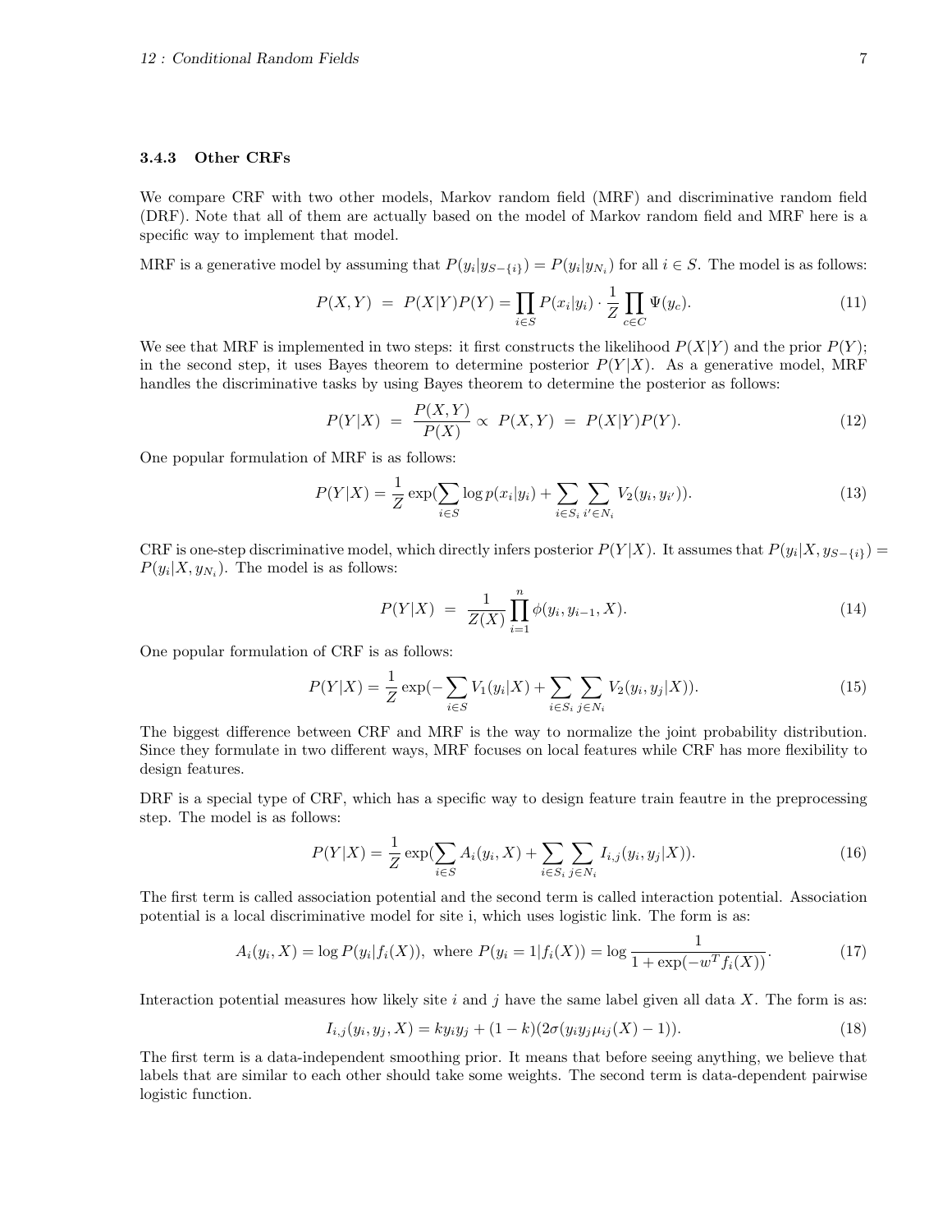### 3.4.3 Other CRFs

We compare CRF with two other models, Markov random field (MRF) and discriminative random field (DRF). Note that all of them are actually based on the model of Markov random field and MRF here is a specific way to implement that model.

MRF is a generative model by assuming that $P(y_i|y_{S-\{i\}}) = P(y_i|y_{N_i})$ for all $i \in S$. The model is as follows:

$$P(X,Y) \;=\; P(X|Y)P(Y) = \prod_{i \in S} P(x_i|y_i) \cdot \frac{1}{Z} \prod_{c \in C} \Psi(y_c). \tag{11}$$

We see that MRF is implemented in two steps: it first constructs the likelihood $P(X|Y)$ and the prior $P(Y)$; in the second step, it uses Bayes theorem to determine posterior $P(Y|X)$. As a generative model, MRF handles the discriminative tasks by using Bayes theorem to determine the posterior as follows:

$$P(Y|X) \;=\; \frac{P(X,Y)}{P(X)} \propto \; P(X,Y) \;=\; P(X|Y)P(Y). \tag{12}$$

One popular formulation of MRF is as follows:

$$P(Y|X) = \frac{1}{Z} \exp(\sum_{i \in S} \log p(x_i|y_i) + \sum_{i \in S_i} \sum_{i' \in N_i} V_2(y_i, y_{i'})). \tag{13}$$

CRF is one-step discriminative model, which directly infers posterior $P(Y|X)$. It assumes that $P(y_i|X, y_{S-\{i\}}) = P(y_i|X, y_{N_i})$. The model is as follows:

$$P(Y|X) \;=\; \frac{1}{Z(X)} \prod_{i=1}^{n} \phi(y_i, y_{i-1}, X). \tag{14}$$

One popular formulation of CRF is as follows:

$$P(Y|X) = \frac{1}{Z} \exp(-\sum_{i \in S} V_1(y_i|X) + \sum_{i \in S_i} \sum_{j \in N_i} V_2(y_i, y_j|X)). \tag{15}$$

The biggest difference between CRF and MRF is the way to normalize the joint probability distribution. Since they formulate in two different ways, MRF focuses on local features while CRF has more flexibility to design features.

DRF is a special type of CRF, which has a specific way to design feature train feautre in the preprocessing step. The model is as follows:

$$P(Y|X) = \frac{1}{Z} \exp(\sum_{i \in S} A_i(y_i, X) + \sum_{i \in S_i} \sum_{j \in N_i} I_{i,j}(y_i, y_j|X)). \tag{16}$$

The first term is called association potential and the second term is called interaction potential. Association potential is a local discriminative model for site i, which uses logistic link. The form is as:

$$A_i(y_i, X) = \log P(y_i|f_i(X)), \text{ where } P(y_i = 1|f_i(X)) = \log \frac{1}{1 + \exp(-w^T f_i(X))}. \tag{17}$$

Interaction potential measures how likely site $i$ and $j$ have the same label given all data $X$. The form is as:

$$I_{i,j}(y_i, y_j, X) = k y_i y_j + (1-k)(2\sigma(y_i y_j \mu_{ij}(X) - 1)). \tag{18}$$

The first term is a data-independent smoothing prior. It means that before seeing anything, we believe that labels that are similar to each other should take some weights. The second term is data-dependent pairwise logistic function.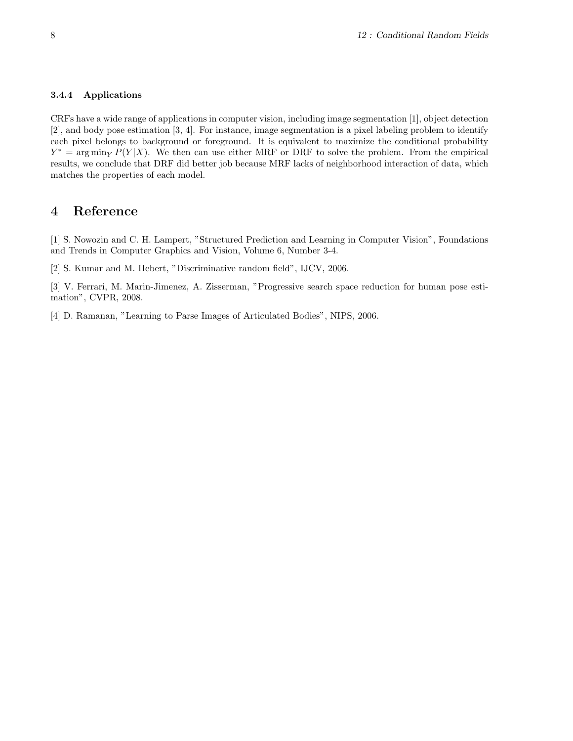#### 3.4.4 Applications

CRFs have a wide range of applications in computer vision, including image segmentation [1], object detection [2], and body pose estimation [3, 4]. For instance, image segmentation is a pixel labeling problem to identify each pixel belongs to background or foreground. It is equivalent to maximize the conditional probability $Y^* = \arg\min_Y P(Y|X)$. We then can use either MRF or DRF to solve the problem. From the empirical results, we conclude that DRF did better job because MRF lacks of neighborhood interaction of data, which matches the properties of each model.

# 4 Reference

[1] S. Nowozin and C. H. Lampert, "Structured Prediction and Learning in Computer Vision", Foundations and Trends in Computer Graphics and Vision, Volume 6, Number 3-4.

[2] S. Kumar and M. Hebert, "Discriminative random field", IJCV, 2006.

[3] V. Ferrari, M. Marin-Jimenez, A. Zisserman, "Progressive search space reduction for human pose estimation", CVPR, 2008.

[4] D. Ramanan, "Learning to Parse Images of Articulated Bodies", NIPS, 2006.